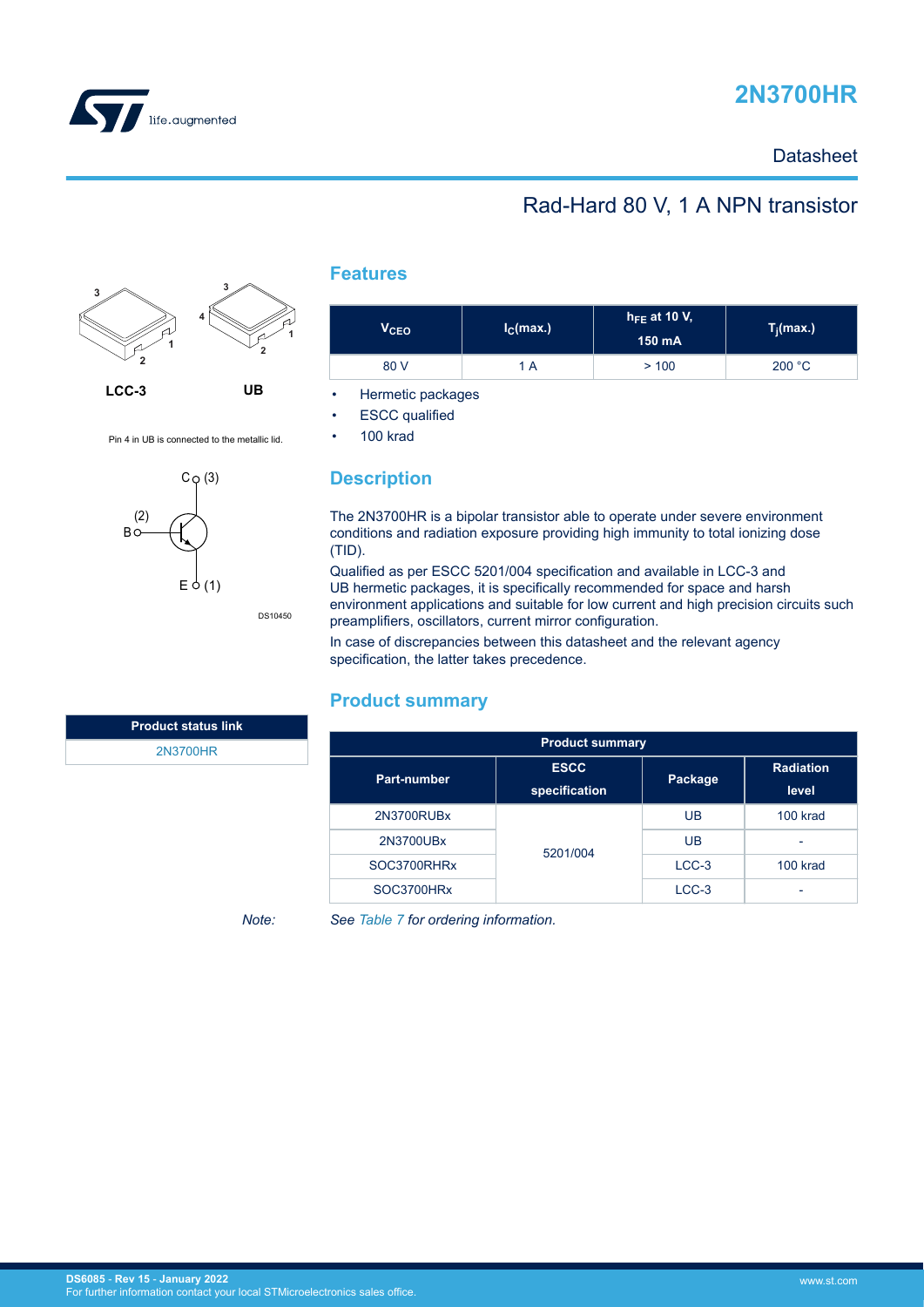# 2N3700HR

Datasheet

## Rad-Hard 80 V, 1 A NPN transistor

LCC-3 UB

Pin 4 in UB is connected to the metallic lid.

DS10450

| Product status link |
| --- |
| 2N3700HR |

## Features

| $V_{CEO}$ | $I_C$(max.) | $h_{FE}$ at 10 V, 150 mA | $T_j$(max.) |
| --- | --- | --- | --- |
| 80 V | 1 A | > 100 | 200 °C |

- Hermetic packages
- ESCC qualified
- 100 krad

## Description

The 2N3700HR is a bipolar transistor able to operate under severe environment conditions and radiation exposure providing high immunity to total ionizing dose (TID).

Qualified as per ESCC 5201/004 specification and available in LCC-3 and UB hermetic packages, it is specifically recommended for space and harsh environment applications and suitable for low current and high precision circuits such preamplifiers, oscillators, current mirror configuration.

In case of discrepancies between this datasheet and the relevant agency specification, the latter takes precedence.

## Product summary

| Part-number | ESCC specification | Package | Radiation level |
| --- | --- | --- | --- |
| 2N3700RUBx | 5201/004 | UB | 100 krad |
| 2N3700UBx | 5201/004 | UB | - |
| SOC3700RHRx | 5201/004 | LCC-3 | 100 krad |
| SOC3700HRx | 5201/004 | LCC-3 | - |

*Note: See Table 7 for ordering information.*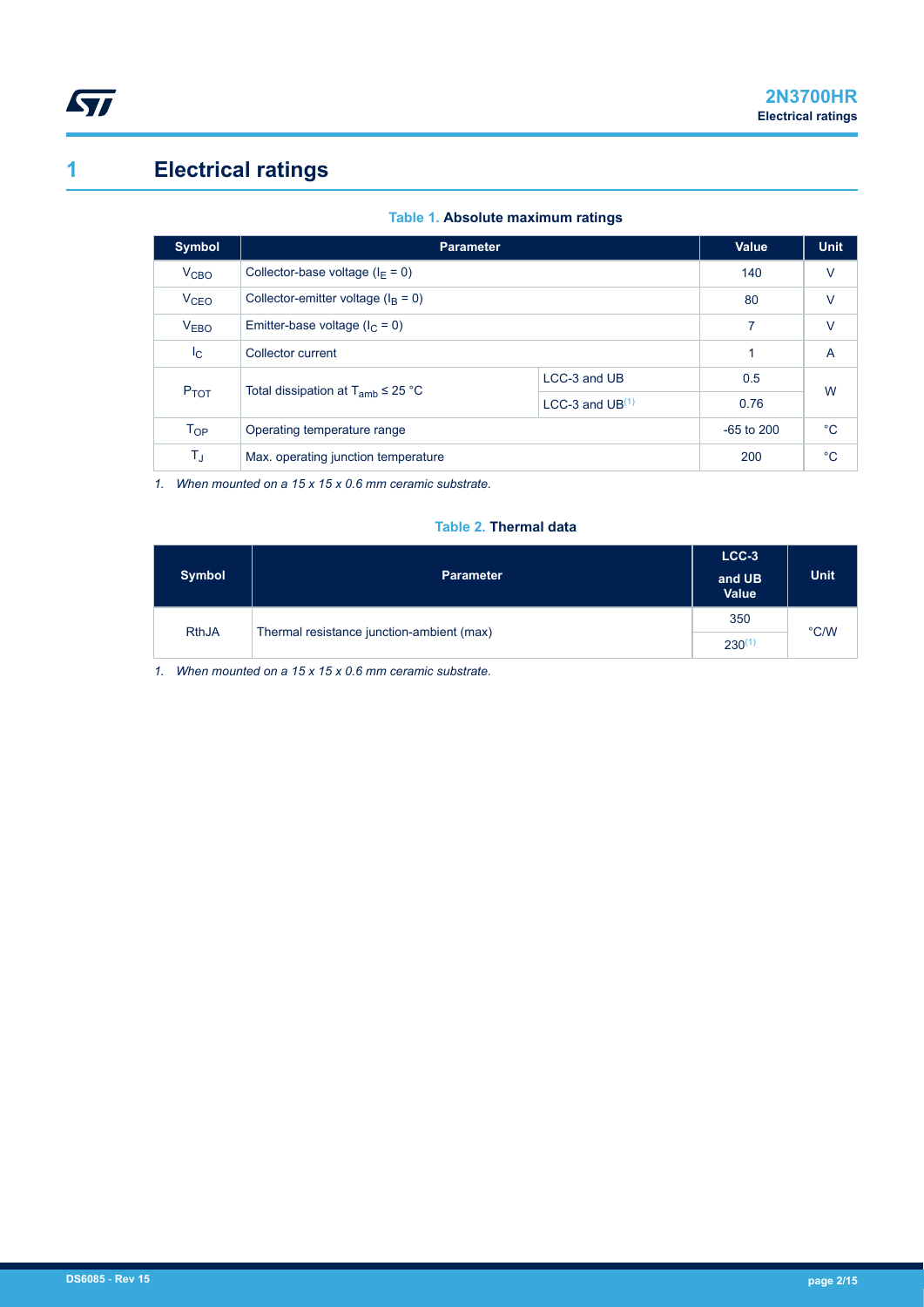# 1 Electrical ratings

**Table 1. Absolute maximum ratings**

| Symbol | Parameter | | Value | Unit |
|---|---|---|---|---|
| $V_{CBO}$ | Collector-base voltage ($I_E$ = 0) | | 140 | V |
| $V_{CEO}$ | Collector-emitter voltage ($I_B$ = 0) | | 80 | V |
| $V_{EBO}$ | Emitter-base voltage ($I_C$ = 0) | | 7 | V |
| $I_C$ | Collector current | | 1 | A |
| $P_{TOT}$ | Total dissipation at $T_{amb}$ ≤ 25 °C | LCC-3 and UB | 0.5 | W |
| | | LCC-3 and UB[(1)] | 0.76 | |
| $T_{OP}$ | Operating temperature range | | -65 to 200 | °C |
| $T_J$ | Max. operating junction temperature | | 200 | °C |

*1. When mounted on a 15 x 15 x 0.6 mm ceramic substrate.*

**Table 2. Thermal data**

| Symbol | Parameter | LCC-3 and UB Value | Unit |
|---|---|---|---|
| RthJA | Thermal resistance junction-ambient (max) | 350 | °C/W |
| | | 230[(1)] | |

*1. When mounted on a 15 x 15 x 0.6 mm ceramic substrate.*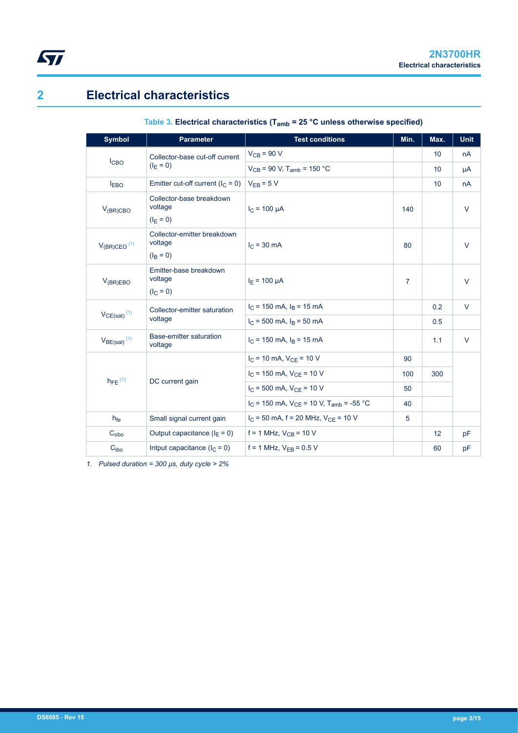## 2 Electrical characteristics

**Table 3. Electrical characteristics ($T_{amb}$ = 25 °C unless otherwise specified)**

| Symbol | Parameter | Test conditions | Min. | Max. | Unit |
|---|---|---|---|---|---|
| $I_{CBO}$ | Collector-base cut-off current ($I_E$ = 0) | $V_{CB}$ = 90 V | | 10 | nA |
| | | $V_{CB}$ = 90 V, $T_{amb}$ = 150 °C | | 10 | µA |
| $I_{EBO}$ | Emitter cut-off current ($I_C$ = 0) | $V_{EB}$ = 5 V | | 10 | nA |
| $V_{(BR)CBO}$ | Collector-base breakdown voltage ($I_E$ = 0) | $I_C$ = 100 µA | 140 | | V |
| $V_{(BR)CEO}$ (1) | Collector-emitter breakdown voltage ($I_B$ = 0) | $I_C$ = 30 mA | 80 | | V |
| $V_{(BR)EBO}$ | Emitter-base breakdown voltage ($I_C$ = 0) | $I_E$ = 100 µA | 7 | | V |
| $V_{CE(sat)}$ (1) | Collector-emitter saturation voltage | $I_C$ = 150 mA, $I_B$ = 15 mA | | 0.2 | V |
| | | $I_C$ = 500 mA, $I_B$ = 50 mA | | 0.5 | |
| $V_{BE(sat)}$ (1) | Base-emitter saturation voltage | $I_C$ = 150 mA, $I_B$ = 15 mA | | 1.1 | V |
| $h_{FE}$ (1) | DC current gain | $I_C$ = 10 mA, $V_{CE}$ = 10 V | 90 | | |
| | | $I_C$ = 150 mA, $V_{CE}$ = 10 V | 100 | 300 | |
| | | $I_C$ = 500 mA, $V_{CE}$ = 10 V | 50 | | |
| | | $I_C$ = 150 mA, $V_{CE}$ = 10 V, $T_{amb}$ = -55 °C | 40 | | |
| $h_{fe}$ | Small signal current gain | $I_C$ = 50 mA, f = 20 MHz, $V_{CE}$ = 10 V | 5 | | |
| $C_{obo}$ | Output capacitance ($I_E$ = 0) | f = 1 MHz, $V_{CB}$ = 10 V | | 12 | pF |
| $C_{ibo}$ | Intput capacitance ($I_C$ = 0) | f = 1 MHz, $V_{EB}$ = 0.5 V | | 60 | pF |

*1. Pulsed duration = 300 µs, duty cycle > 2%*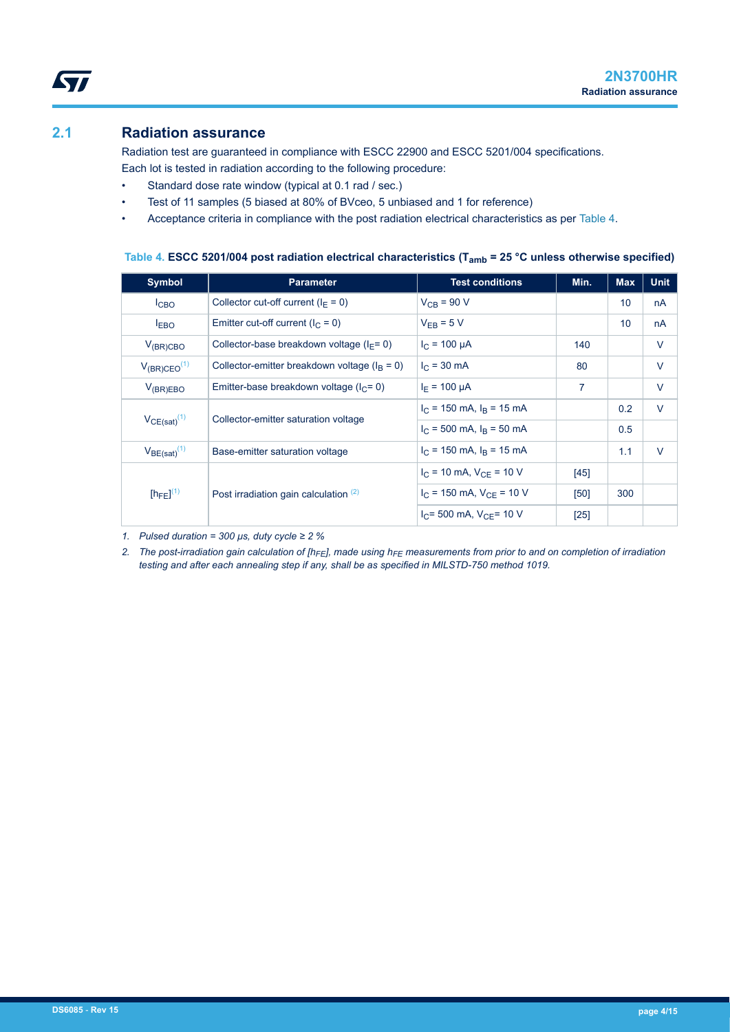## 2.1 Radiation assurance

Radiation test are guaranteed in compliance with ESCC 22900 and ESCC 5201/004 specifications.

Each lot is tested in radiation according to the following procedure:

- Standard dose rate window (typical at 0.1 rad / sec.)
- Test of 11 samples (5 biased at 80% of BVceo, 5 unbiased and 1 for reference)
- Acceptance criteria in compliance with the post radiation electrical characteristics as per Table 4.

**Table 4. ESCC 5201/004 post radiation electrical characteristics ($T_{amb}$ = 25 °C unless otherwise specified)**

| Symbol | Parameter | Test conditions | Min. | Max | Unit |
|---|---|---|---|---|---|
| $I_{CBO}$ | Collector cut-off current ($I_E$ = 0) | $V_{CB}$ = 90 V | | 10 | nA |
| $I_{EBO}$ | Emitter cut-off current ($I_C$ = 0) | $V_{EB}$ = 5 V | | 10 | nA |
| $V_{(BR)CBO}$ | Collector-base breakdown voltage ($I_E$= 0) | $I_C$ = 100 µA | 140 | | V |
| $V_{(BR)CEO}$ (1) | Collector-emitter breakdown voltage ($I_B$ = 0) | $I_C$ = 30 mA | 80 | | V |
| $V_{(BR)EBO}$ | Emitter-base breakdown voltage ($I_C$= 0) | $I_E$ = 100 µA | 7 | | V |
| $V_{CE(sat)}$ (1) | Collector-emitter saturation voltage | $I_C$ = 150 mA, $I_B$ = 15 mA | | 0.2 | V |
| | | $I_C$ = 500 mA, $I_B$ = 50 mA | | 0.5 | |
| $V_{BE(sat)}$ (1) | Base-emitter saturation voltage | $I_C$ = 150 mA, $I_B$ = 15 mA | | 1.1 | V |
| [$h_{FE}$] (1) | Post irradiation gain calculation (2) | $I_C$ = 10 mA, $V_{CE}$ = 10 V | [45] | | |
| | | $I_C$ = 150 mA, $V_{CE}$ = 10 V | [50] | 300 | |
| | | $I_C$= 500 mA, $V_{CE}$= 10 V | [25] | | |

1. *Pulsed duration = 300 µs, duty cycle ≥ 2 %*
2. *The post-irradiation gain calculation of [$h_{FE}$], made using $h_{FE}$ measurements from prior to and on completion of irradiation testing and after each annealing step if any, shall be as specified in MILSTD-750 method 1019.*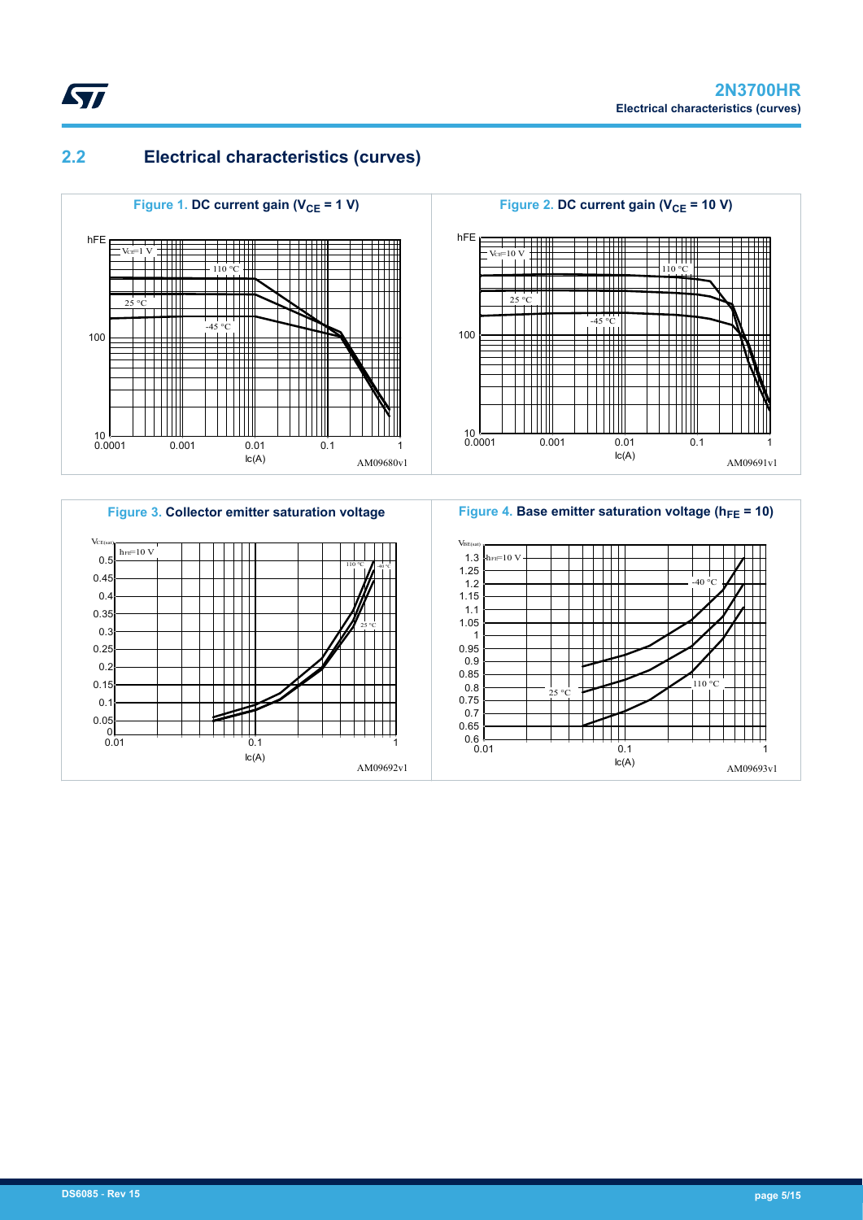## 2.2 Electrical characteristics (curves)

**Figure 1. DC current gain ($V_{CE}$ = 1 V)**

hFE
$V_{CE}$=1 V
110 °C
25 °C
-45 °C
100
10
0.0001
0.001
0.01
0.1
1
Ic(A)
AM09680v1

**Figure 2. DC current gain ($V_{CE}$ = 10 V)**

hFE
$V_{CE}$=10 V
110 °C
25 °C
-45 °C
100
10
0.0001
0.001
0.01
0.1
1
Ic(A)
AM09691v1

**Figure 3. Collector emitter saturation voltage**

$V_{CE(sat)}$
$h_{FE}$=10 V
0.5
0.45
0.4
0.35
0.3
0.25
0.2
0.15
0.1
0.05
0
0.01
0.1
1
Ic(A)
110 °C
-40 °C
25 °C
AM09692v1

**Figure 4. Base emitter saturation voltage ($h_{FE}$ = 10)**

$V_{BE(sat)}$
$h_{FE}$=10 V
1.3
1.25
1.2
1.15
1.1
1.05
1
0.95
0.9
0.85
0.8
0.75
0.7
0.65
0.6
0.01
0.1
1
Ic(A)
-40 °C
25 °C
110 °C
AM09693v1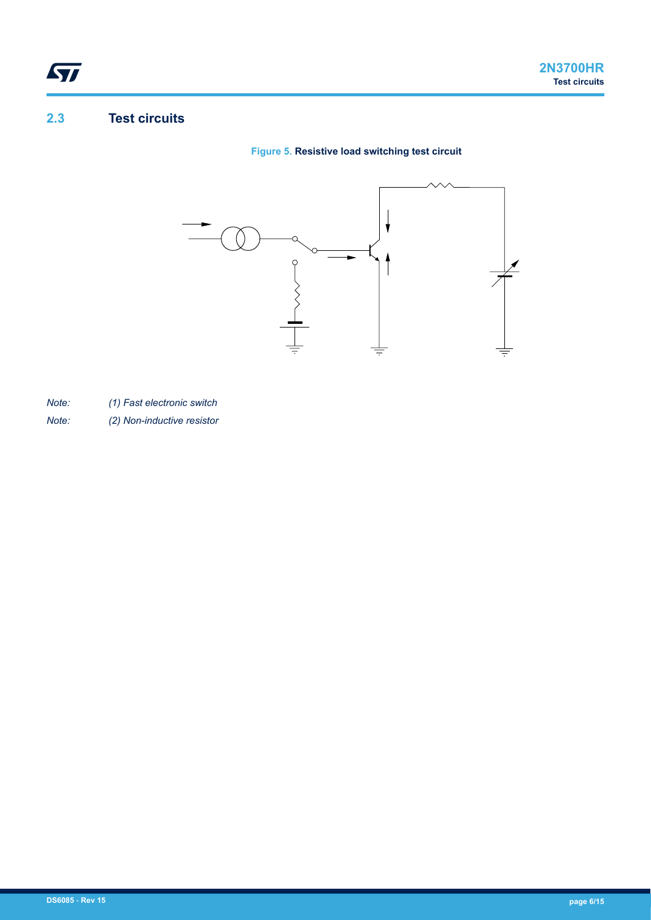## 2.3 Test circuits

**Figure 5. Resistive load switching test circuit**

*Note: (1) Fast electronic switch*

*Note: (2) Non-inductive resistor*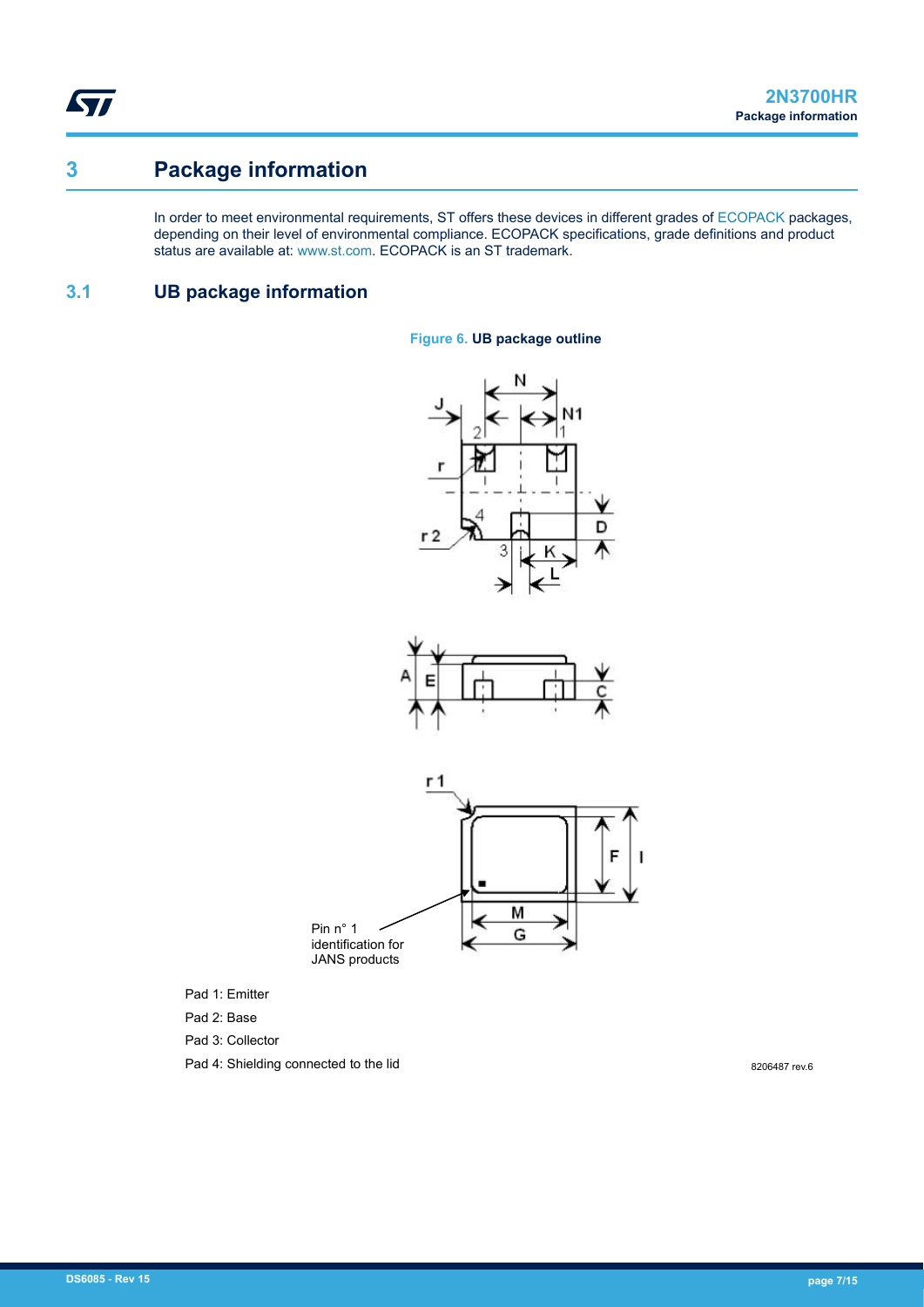# 3 Package information

In order to meet environmental requirements, ST offers these devices in different grades of ECOPACK packages, depending on their level of environmental compliance. ECOPACK specifications, grade definitions and product status are available at: www.st.com. ECOPACK is an ST trademark.

## 3.1 UB package information

**Figure 6. UB package outline**

N
J
N1
2
1
r
4
D
r 2
3
K
L
A
E
C
r 1
F
I
M
G
Pin n° 1 identification for JANS products

Pad 1: Emitter

Pad 2: Base

Pad 3: Collector

Pad 4: Shielding connected to the lid

8206487 rev.6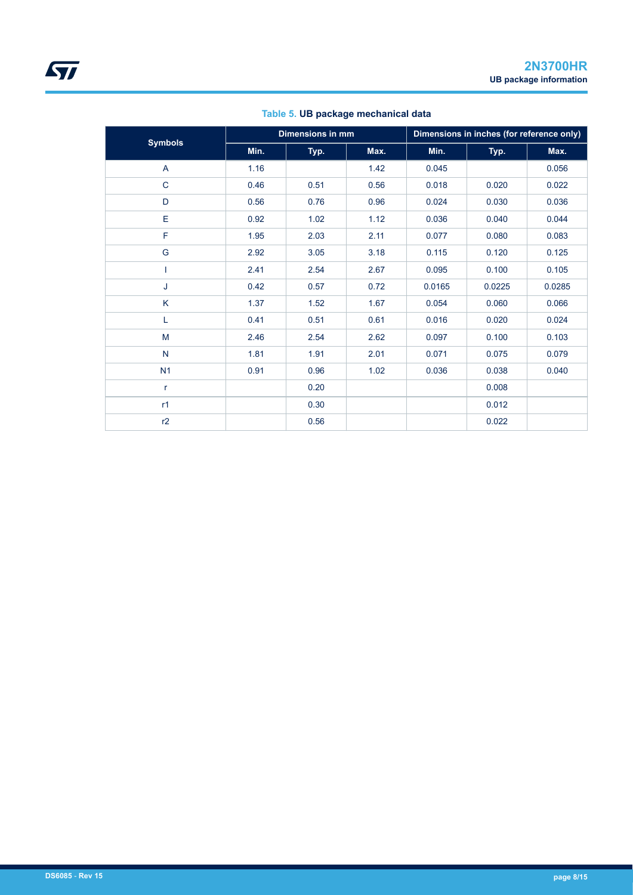**Table 5. UB package mechanical data**

| Symbols | Dimensions in mm | | | Dimensions in inches (for reference only) | | |
|---|---|---|---|---|---|---|
| | Min. | Typ. | Max. | Min. | Typ. | Max. |
| A | 1.16 | | 1.42 | 0.045 | | 0.056 |
| C | 0.46 | 0.51 | 0.56 | 0.018 | 0.020 | 0.022 |
| D | 0.56 | 0.76 | 0.96 | 0.024 | 0.030 | 0.036 |
| E | 0.92 | 1.02 | 1.12 | 0.036 | 0.040 | 0.044 |
| F | 1.95 | 2.03 | 2.11 | 0.077 | 0.080 | 0.083 |
| G | 2.92 | 3.05 | 3.18 | 0.115 | 0.120 | 0.125 |
| I | 2.41 | 2.54 | 2.67 | 0.095 | 0.100 | 0.105 |
| J | 0.42 | 0.57 | 0.72 | 0.0165 | 0.0225 | 0.0285 |
| K | 1.37 | 1.52 | 1.67 | 0.054 | 0.060 | 0.066 |
| L | 0.41 | 0.51 | 0.61 | 0.016 | 0.020 | 0.024 |
| M | 2.46 | 2.54 | 2.62 | 0.097 | 0.100 | 0.103 |
| N | 1.81 | 1.91 | 2.01 | 0.071 | 0.075 | 0.079 |
| N1 | 0.91 | 0.96 | 1.02 | 0.036 | 0.038 | 0.040 |
| r | | 0.20 | | | 0.008 | |
| r1 | | 0.30 | | | 0.012 | |
| r2 | | 0.56 | | | 0.022 | |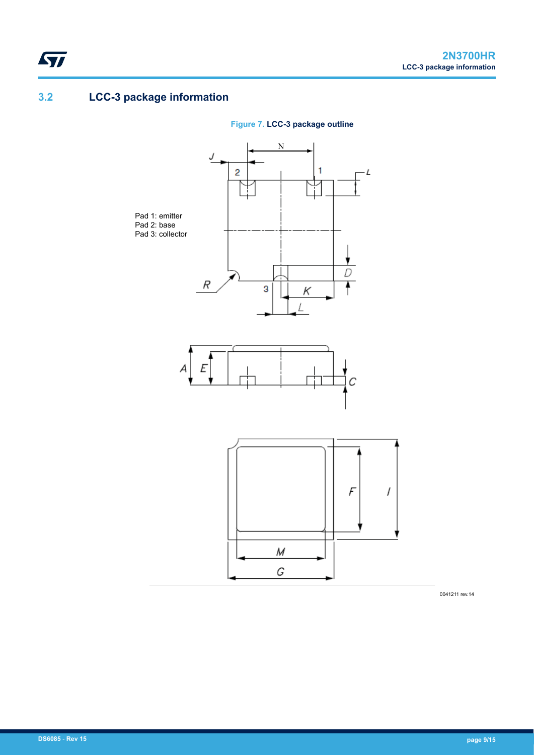## 3.2 LCC-3 package information

**Figure 7.** LCC-3 package outline

Pad 1: emitter
Pad 2: base
Pad 3: collector

N
J
2
1
L
D
R
3
K
L
A
E
C
F
I
M
G

0041211 rev.14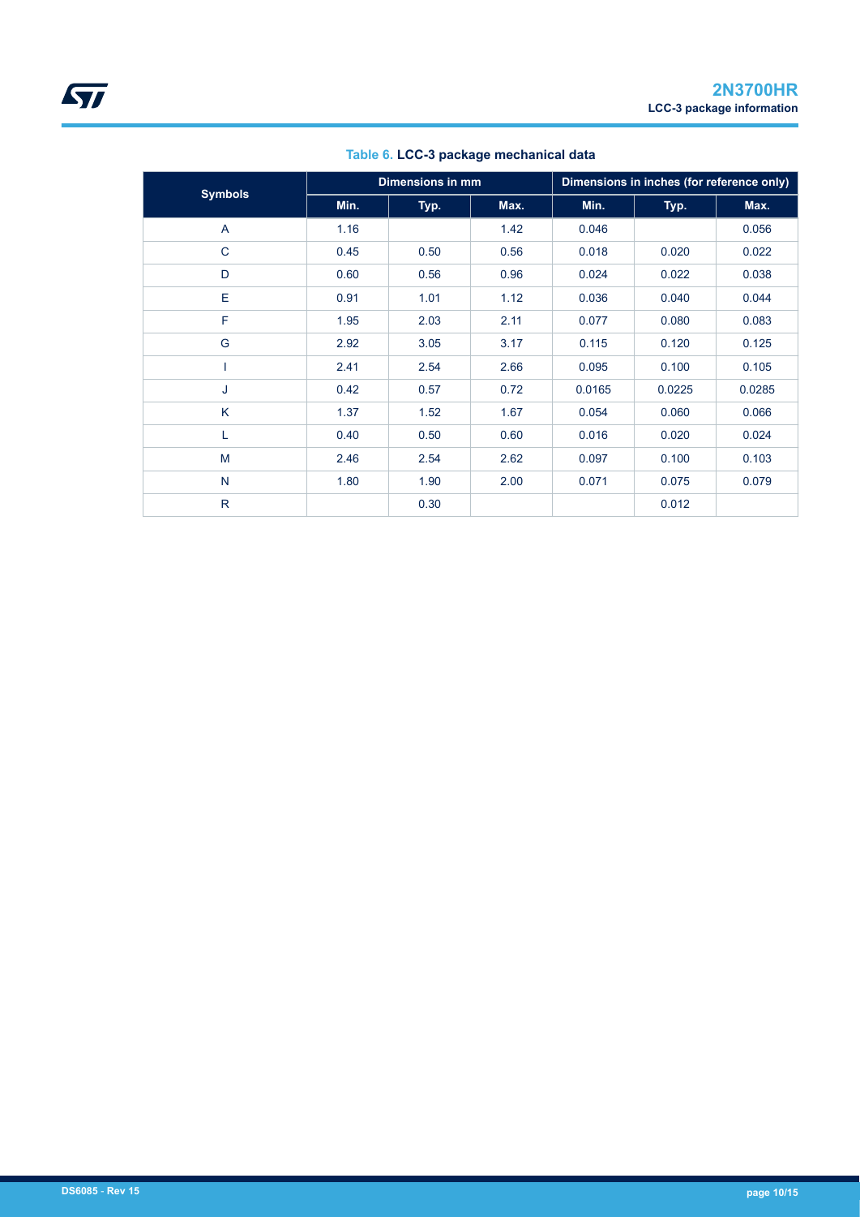Table 6. **LCC-3 package mechanical data**

| Symbols | Dimensions in mm | | | Dimensions in inches (for reference only) | | |
|---|---|---|---|---|---|---|
| | Min. | Typ. | Max. | Min. | Typ. | Max. |
| A | 1.16 | | 1.42 | 0.046 | | 0.056 |
| C | 0.45 | 0.50 | 0.56 | 0.018 | 0.020 | 0.022 |
| D | 0.60 | 0.56 | 0.96 | 0.024 | 0.022 | 0.038 |
| E | 0.91 | 1.01 | 1.12 | 0.036 | 0.040 | 0.044 |
| F | 1.95 | 2.03 | 2.11 | 0.077 | 0.080 | 0.083 |
| G | 2.92 | 3.05 | 3.17 | 0.115 | 0.120 | 0.125 |
| I | 2.41 | 2.54 | 2.66 | 0.095 | 0.100 | 0.105 |
| J | 0.42 | 0.57 | 0.72 | 0.0165 | 0.0225 | 0.0285 |
| K | 1.37 | 1.52 | 1.67 | 0.054 | 0.060 | 0.066 |
| L | 0.40 | 0.50 | 0.60 | 0.016 | 0.020 | 0.024 |
| M | 2.46 | 2.54 | 2.62 | 0.097 | 0.100 | 0.103 |
| N | 1.80 | 1.90 | 2.00 | 0.071 | 0.075 | 0.079 |
| R | | 0.30 | | | 0.012 | |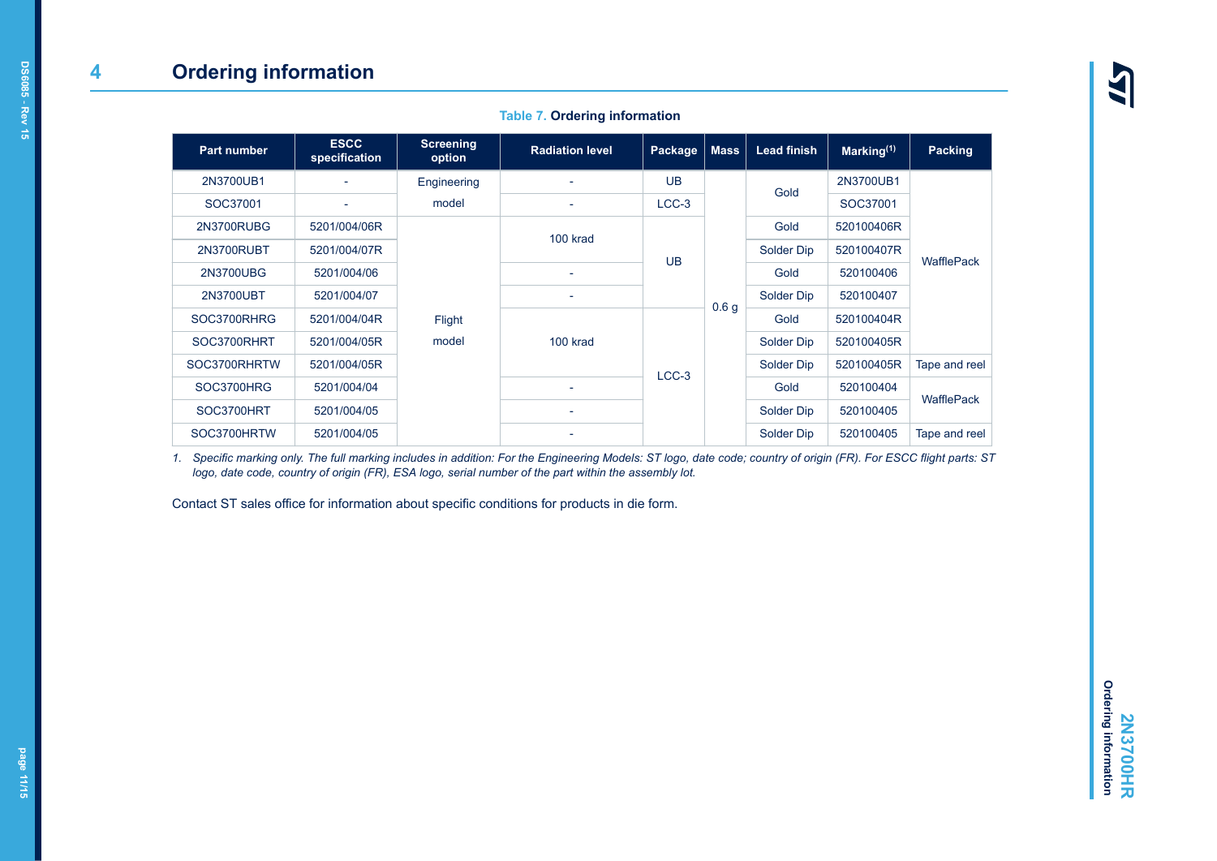# 4 Ordering information

**Table 7. Ordering information**

| Part number | ESCC specification | Screening option | Radiation level | Package | Mass | Lead finish | Marking[(1)] | Packing |
|---|---|---|---|---|---|---|---|---|
| 2N3700UB1 | - | Engineering model | - | UB | 0.6 g | Gold | 2N3700UB1 | WafflePack |
| SOC37001 | - | Engineering model | - | LCC-3 | 0.6 g | Gold | SOC37001 | WafflePack |
| 2N3700RUBG | 5201/004/06R | Flight model | 100 krad | UB | 0.6 g | Gold | 520100406R | WafflePack |
| 2N3700RUBT | 5201/004/07R | Flight model | 100 krad | UB | 0.6 g | Solder Dip | 520100407R | WafflePack |
| 2N3700UBG | 5201/004/06 | Flight model | - | UB | 0.6 g | Gold | 520100406 | WafflePack |
| 2N3700UBT | 5201/004/07 | Flight model | - | UB | 0.6 g | Solder Dip | 520100407 | WafflePack |
| SOC3700RHRG | 5201/004/04R | Flight model | 100 krad | LCC-3 | 0.6 g | Gold | 520100404R | WafflePack |
| SOC3700RHRT | 5201/004/05R | Flight model | 100 krad | LCC-3 | 0.6 g | Solder Dip | 520100405R | WafflePack |
| SOC3700RHRTW | 5201/004/05R | Flight model | 100 krad | LCC-3 | 0.6 g | Solder Dip | 520100405R | Tape and reel |
| SOC3700HRG | 5201/004/04 | Flight model | - | LCC-3 | 0.6 g | Gold | 520100404 | WafflePack |
| SOC3700HRT | 5201/004/05 | Flight model | - | LCC-3 | 0.6 g | Solder Dip | 520100405 | WafflePack |
| SOC3700HRTW | 5201/004/05 | Flight model | - | LCC-3 | 0.6 g | Solder Dip | 520100405 | Tape and reel |

1. *Specific marking only. The full marking includes in addition: For the Engineering Models: ST logo, date code; country of origin (FR). For ESCC flight parts: ST logo, date code, country of origin (FR), ESA logo, serial number of the part within the assembly lot.*

Contact ST sales office for information about specific conditions for products in die form.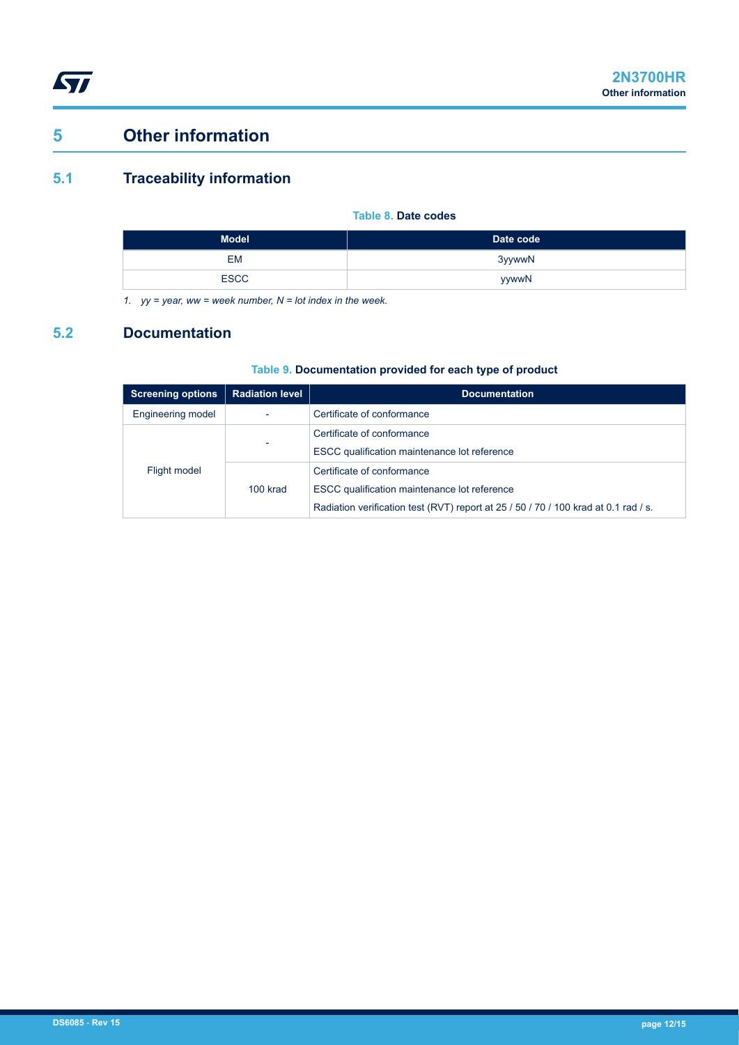# 5 Other information

## 5.1 Traceability information

**Table 8. Date codes**

| Model | Date code |
| --- | --- |
| EM | 3yywwN |
| ESCC | yywwN |

*1. yy = year, ww = week number, N = lot index in the week.*

## 5.2 Documentation

**Table 9. Documentation provided for each type of product**

| Screening options | Radiation level | Documentation |
| --- | --- | --- |
| Engineering model | - | Certificate of conformance |
| Flight model | - | Certificate of conformance<br>ESCC qualification maintenance lot reference |
| | 100 krad | Certificate of conformance<br>ESCC qualification maintenance lot reference<br>Radiation verification test (RVT) report at 25 / 50 / 70 / 100 krad at 0.1 rad / s. |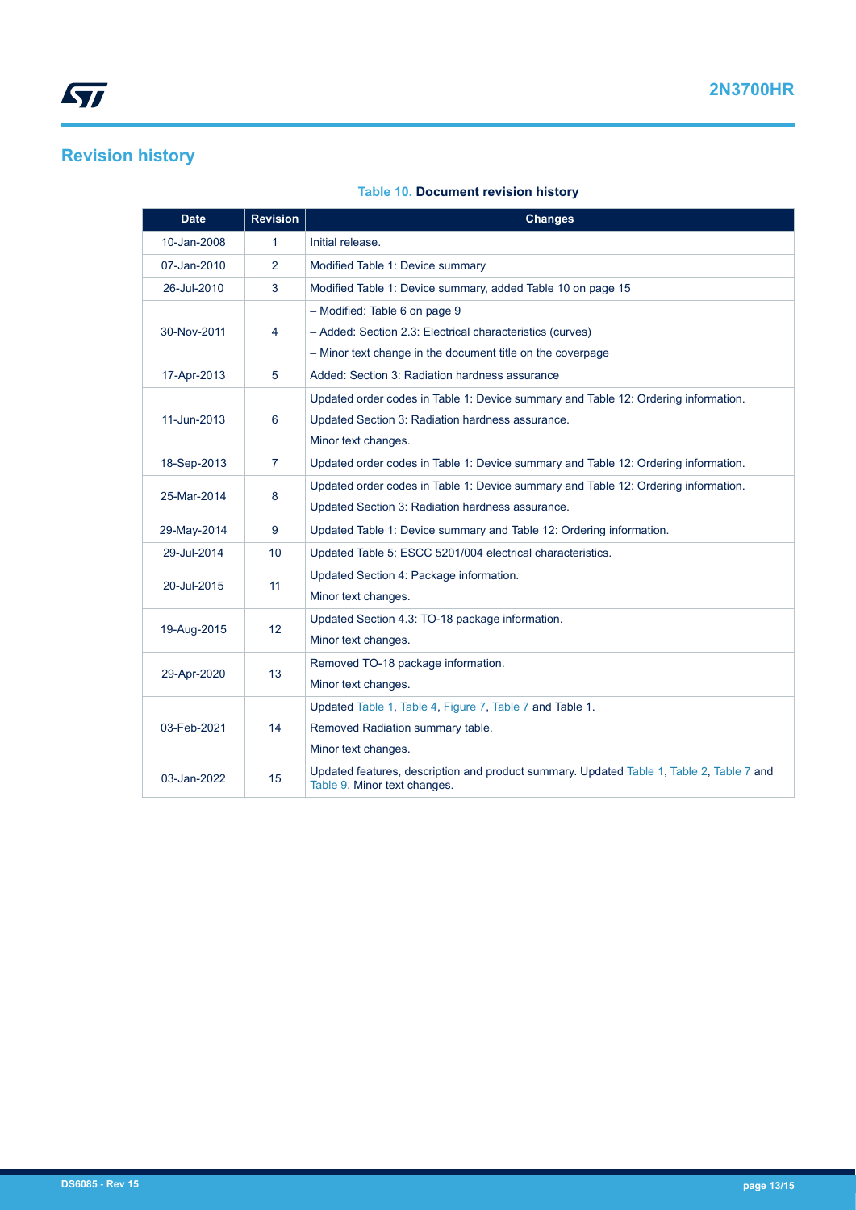# Revision history

**Table 10. Document revision history**

| Date | Revision | Changes |
| --- | --- | --- |
| 10-Jan-2008 | 1 | Initial release. |
| 07-Jan-2010 | 2 | Modified Table 1: Device summary |
| 26-Jul-2010 | 3 | Modified Table 1: Device summary, added Table 10 on page 15 |
| 30-Nov-2011 | 4 | – Modified: Table 6 on page 9<br>– Added: Section 2.3: Electrical characteristics (curves)<br>– Minor text change in the document title on the coverpage |
| 17-Apr-2013 | 5 | Added: Section 3: Radiation hardness assurance |
| 11-Jun-2013 | 6 | Updated order codes in Table 1: Device summary and Table 12: Ordering information.<br>Updated Section 3: Radiation hardness assurance.<br>Minor text changes. |
| 18-Sep-2013 | 7 | Updated order codes in Table 1: Device summary and Table 12: Ordering information. |
| 25-Mar-2014 | 8 | Updated order codes in Table 1: Device summary and Table 12: Ordering information.<br>Updated Section 3: Radiation hardness assurance. |
| 29-May-2014 | 9 | Updated Table 1: Device summary and Table 12: Ordering information. |
| 29-Jul-2014 | 10 | Updated Table 5: ESCC 5201/004 electrical characteristics. |
| 20-Jul-2015 | 11 | Updated Section 4: Package information.<br>Minor text changes. |
| 19-Aug-2015 | 12 | Updated Section 4.3: TO-18 package information.<br>Minor text changes. |
| 29-Apr-2020 | 13 | Removed TO-18 package information.<br>Minor text changes. |
| 03-Feb-2021 | 14 | Updated Table 1, Table 4, Figure 7, Table 7 and Table 1.<br>Removed Radiation summary table.<br>Minor text changes. |
| 03-Jan-2022 | 15 | Updated features, description and product summary. Updated Table 1, Table 2, Table 7 and Table 9. Minor text changes. |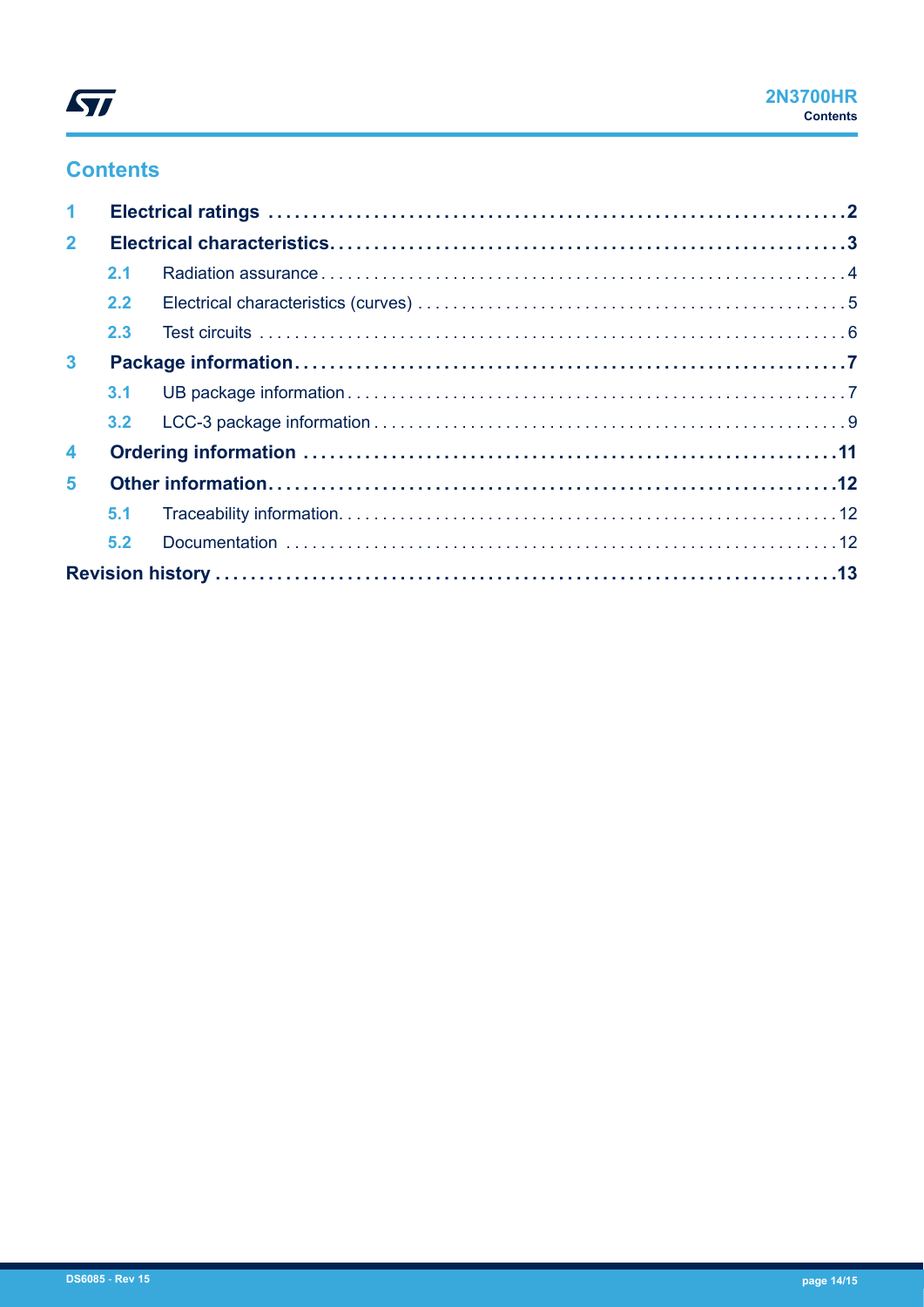## Contents

| | | |
|---|---|---|
| **1** | **Electrical ratings** | **2** |
| **2** | **Electrical characteristics** | **3** |
| 2.1 | Radiation assurance | 4 |
| 2.2 | Electrical characteristics (curves) | 5 |
| 2.3 | Test circuits | 6 |
| **3** | **Package information** | **7** |
| 3.1 | UB package information | 7 |
| 3.2 | LCC-3 package information | 9 |
| **4** | **Ordering information** | **11** |
| **5** | **Other information** | **12** |
| 5.1 | Traceability information | 12 |
| 5.2 | Documentation | 12 |
| **Revision history** | | **13** |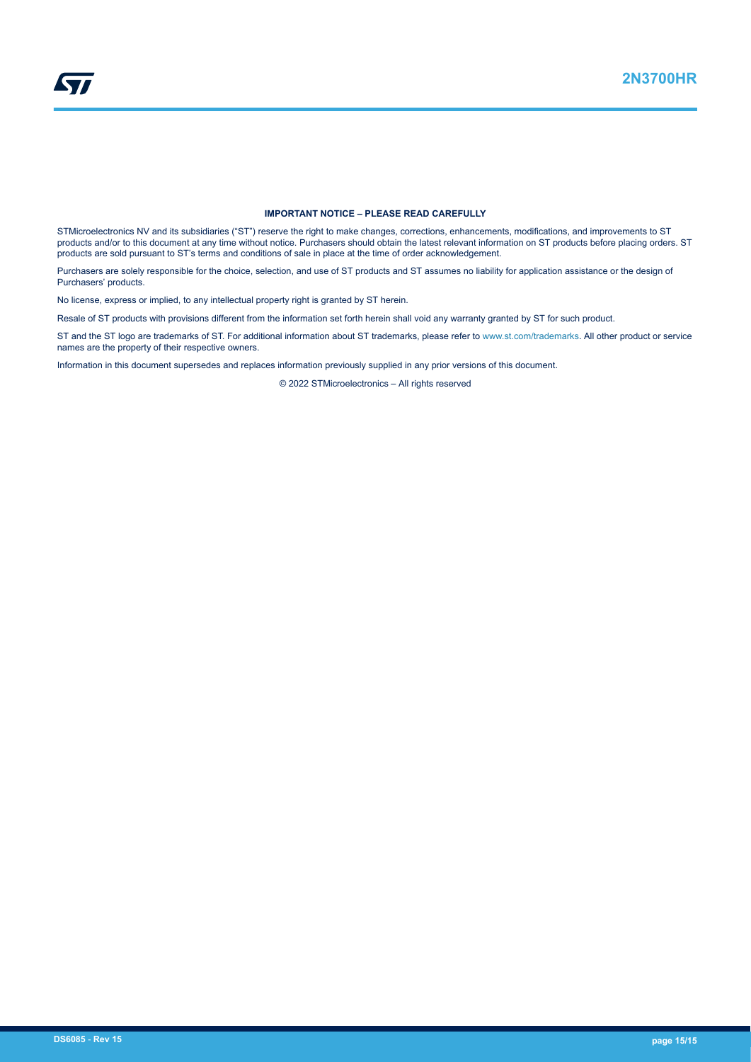**IMPORTANT NOTICE – PLEASE READ CAREFULLY**

STMicroelectronics NV and its subsidiaries ("ST") reserve the right to make changes, corrections, enhancements, modifications, and improvements to ST products and/or to this document at any time without notice. Purchasers should obtain the latest relevant information on ST products before placing orders. ST products are sold pursuant to ST's terms and conditions of sale in place at the time of order acknowledgement.

Purchasers are solely responsible for the choice, selection, and use of ST products and ST assumes no liability for application assistance or the design of Purchasers' products.

No license, express or implied, to any intellectual property right is granted by ST herein.

Resale of ST products with provisions different from the information set forth herein shall void any warranty granted by ST for such product.

ST and the ST logo are trademarks of ST. For additional information about ST trademarks, please refer to www.st.com/trademarks. All other product or service names are the property of their respective owners.

Information in this document supersedes and replaces information previously supplied in any prior versions of this document.

© 2022 STMicroelectronics – All rights reserved